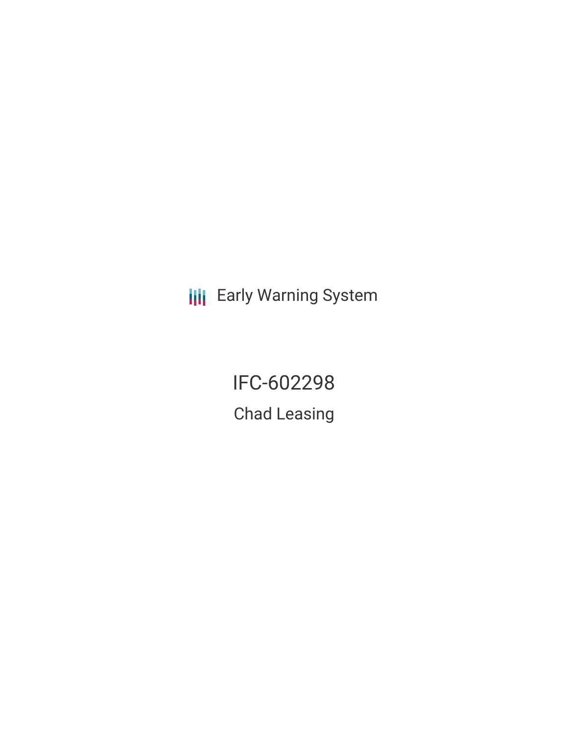Early Warning System

# IFC-602298

## Chad Leasing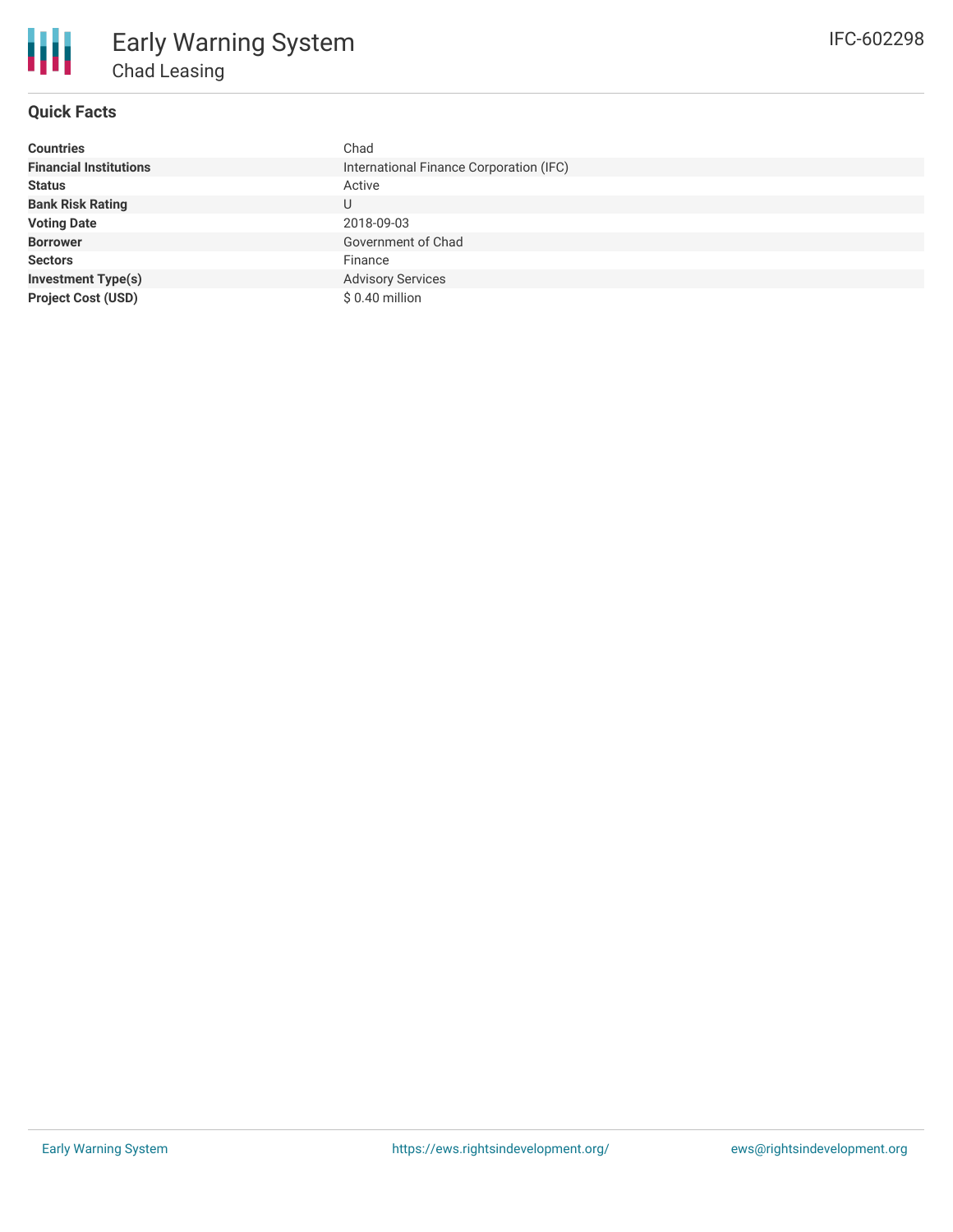# Early Warning System

## Chad Leasing

IFC-602298

### Quick Facts

| | |
|---|---|
| **Countries** | Chad |
| **Financial Institutions** | International Finance Corporation (IFC) |
| **Status** | Active |
| **Bank Risk Rating** | U |
| **Voting Date** | 2018-09-03 |
| **Borrower** | Government of Chad |
| **Sectors** | Finance |
| **Investment Type(s)** | Advisory Services |
| **Project Cost (USD)** | $ 0.40 million |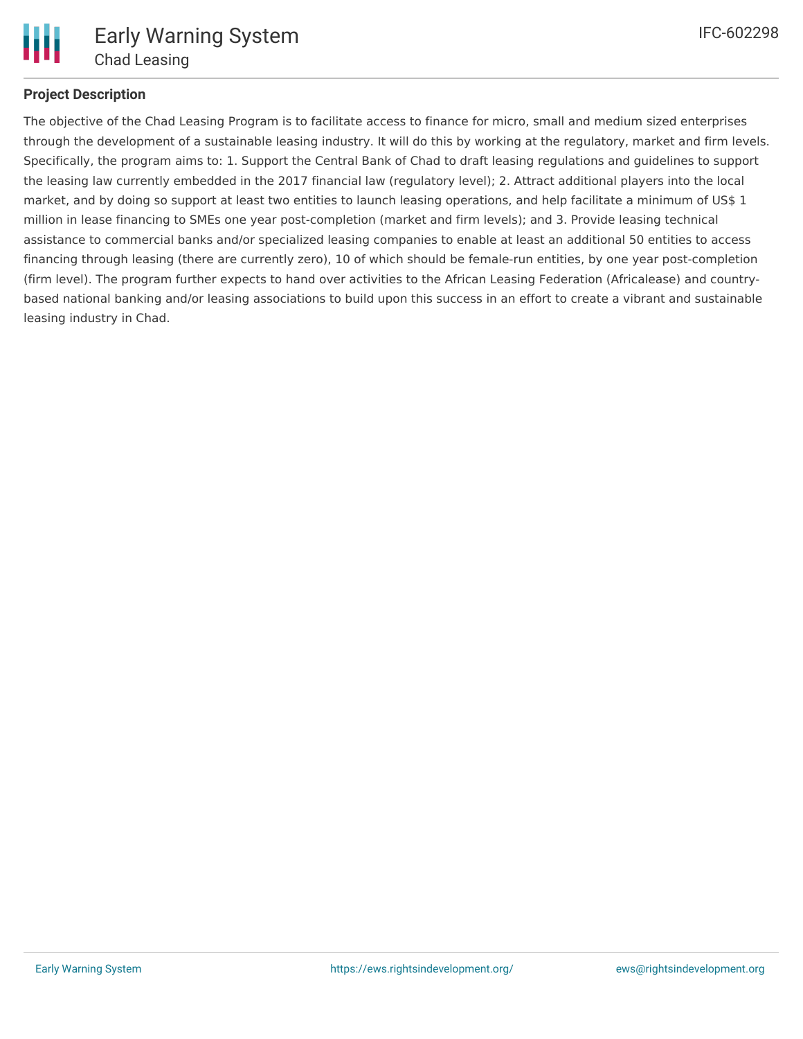## Project Description

The objective of the Chad Leasing Program is to facilitate access to finance for micro, small and medium sized enterprises through the development of a sustainable leasing industry. It will do this by working at the regulatory, market and firm levels. Specifically, the program aims to: 1. Support the Central Bank of Chad to draft leasing regulations and guidelines to support the leasing law currently embedded in the 2017 financial law (regulatory level); 2. Attract additional players into the local market, and by doing so support at least two entities to launch leasing operations, and help facilitate a minimum of US$ 1 million in lease financing to SMEs one year post-completion (market and firm levels); and 3. Provide leasing technical assistance to commercial banks and/or specialized leasing companies to enable at least an additional 50 entities to access financing through leasing (there are currently zero), 10 of which should be female-run entities, by one year post-completion (firm level). The program further expects to hand over activities to the African Leasing Federation (Africalease) and country-based national banking and/or leasing associations to build upon this success in an effort to create a vibrant and sustainable leasing industry in Chad.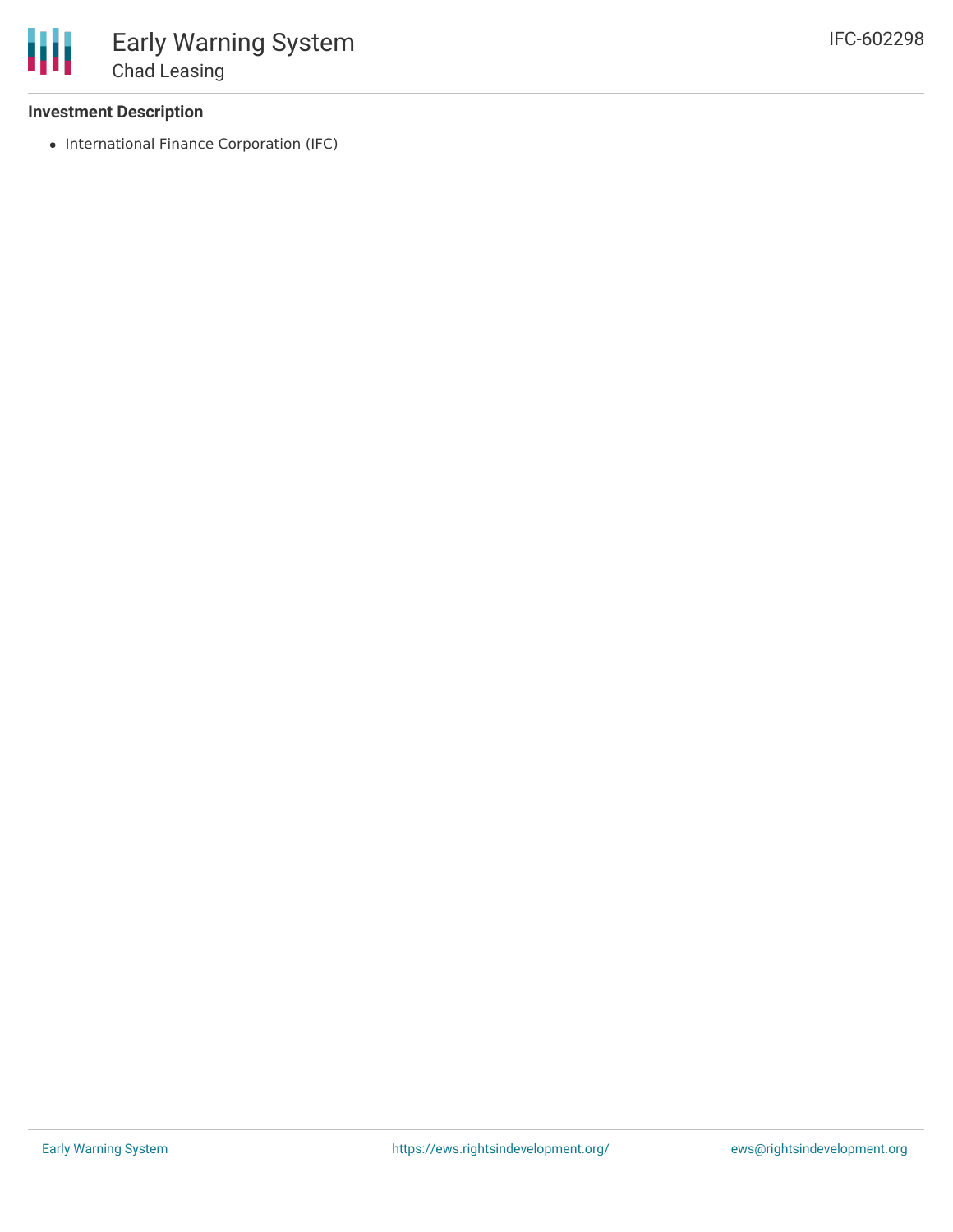### Investment Description

- International Finance Corporation (IFC)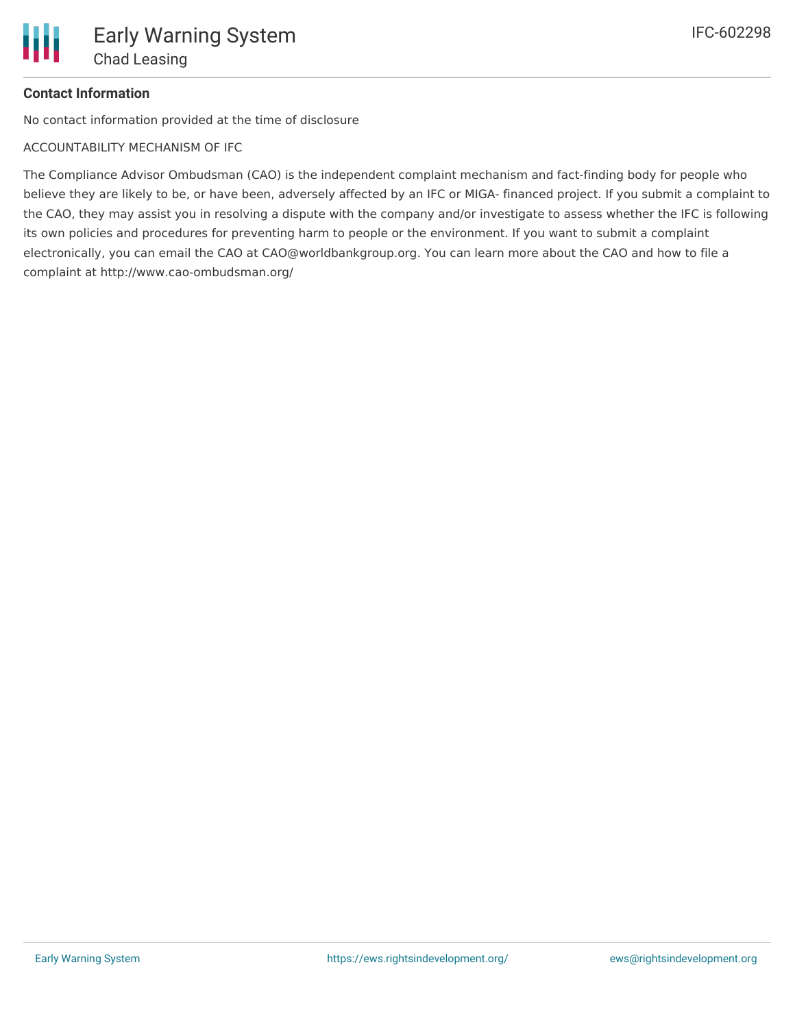**Contact Information**

No contact information provided at the time of disclosure

ACCOUNTABILITY MECHANISM OF IFC

The Compliance Advisor Ombudsman (CAO) is the independent complaint mechanism and fact-finding body for people who believe they are likely to be, or have been, adversely affected by an IFC or MIGA- financed project. If you submit a complaint to the CAO, they may assist you in resolving a dispute with the company and/or investigate to assess whether the IFC is following its own policies and procedures for preventing harm to people or the environment. If you want to submit a complaint electronically, you can email the CAO at CAO@worldbankgroup.org. You can learn more about the CAO and how to file a complaint at http://www.cao-ombudsman.org/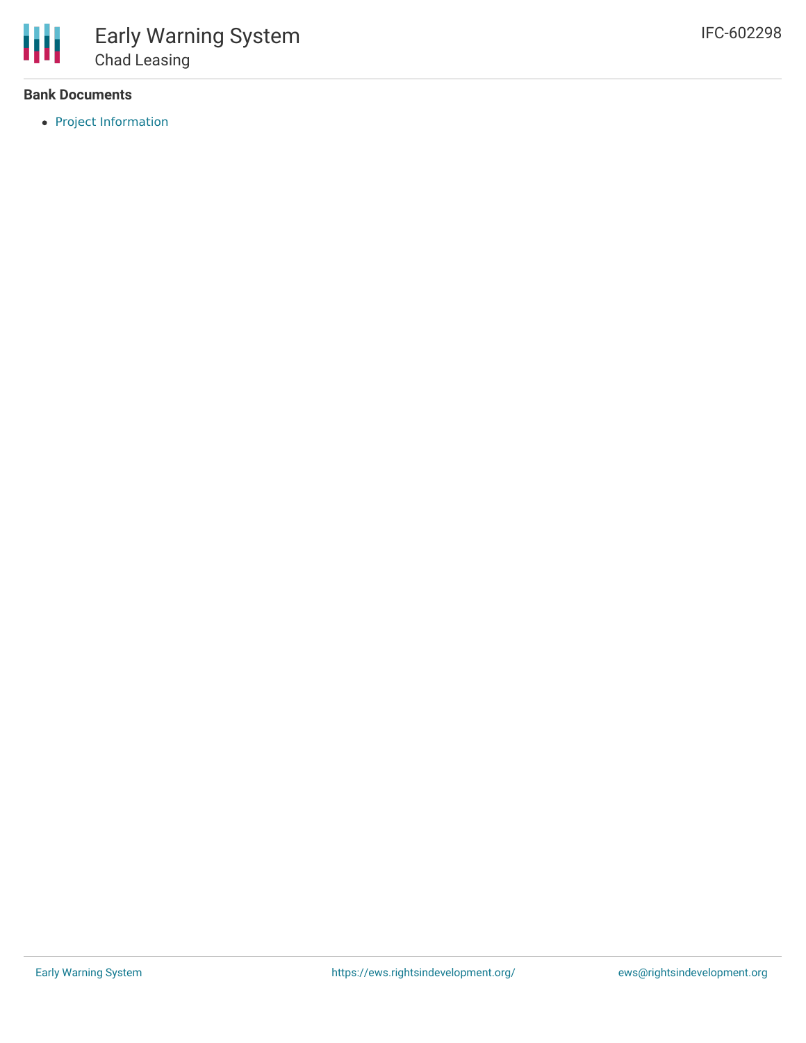**Bank Documents**

- Project Information